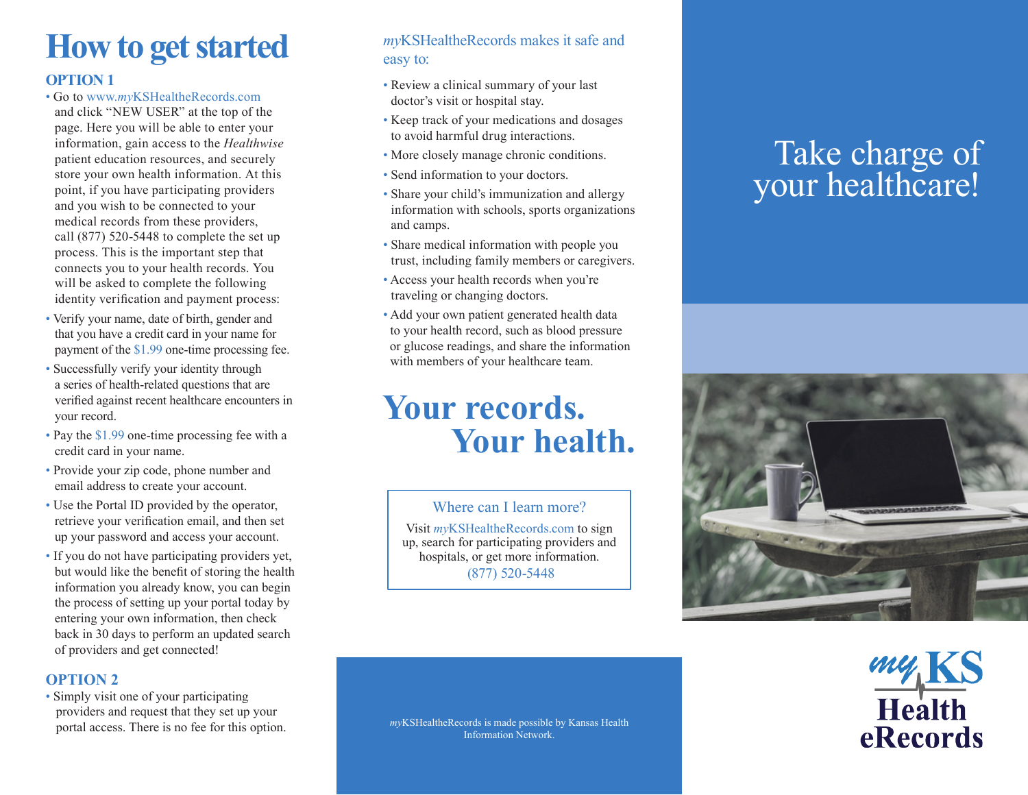# How to get started

### OPTION 1

- Go to www.*my*KSHealtheRecords.com and click "NEW USER" at the top of the page. Here you will be able to enter your information, gain access to the *Healthwise* patient education resources, and securely store your own health information. At this point, if you have participating providers and you wish to be connected to your medical records from these providers, call (877) 520-5448 to complete the set up process. This is the important step that connects you to your health records. You will be asked to complete the following identity verification and payment process:
- Verify your name, date of birth, gender and that you have a credit card in your name for payment of the $1.99 one-time processing fee.
- Successfully verify your identity through a series of health-related questions that are verified against recent healthcare encounters in your record.
- Pay the $1.99 one-time processing fee with a credit card in your name.
- Provide your zip code, phone number and email address to create your account.
- Use the Portal ID provided by the operator, retrieve your verification email, and then set up your password and access your account.
- If you do not have participating providers yet, but would like the benefit of storing the health information you already know, you can begin the process of setting up your portal today by entering your own information, then check back in 30 days to perform an updated search of providers and get connected!

### OPTION 2

- Simply visit one of your participating providers and request that they set up your portal access. There is no fee for this option.

*my*KSHealtheRecords makes it safe and easy to:

- Review a clinical summary of your last doctor's visit or hospital stay.
- Keep track of your medications and dosages to avoid harmful drug interactions.
- More closely manage chronic conditions.
- Send information to your doctors.
- Share your child's immunization and allergy information with schools, sports organizations and camps.
- Share medical information with people you trust, including family members or caregivers.
- Access your health records when you're traveling or changing doctors.
- Add your own patient generated health data to your health record, such as blood pressure or glucose readings, and share the information with members of your healthcare team.

## Your records. Your health.

**Where can I learn more?**

Visit *my*KSHealtheRecords.com to sign up, search for participating providers and hospitals, or get more information.
(877) 520-5448

*my*KSHealtheRecords is made possible by Kansas Health Information Network.

# Take charge of your healthcare!

*my* KS Health eRecords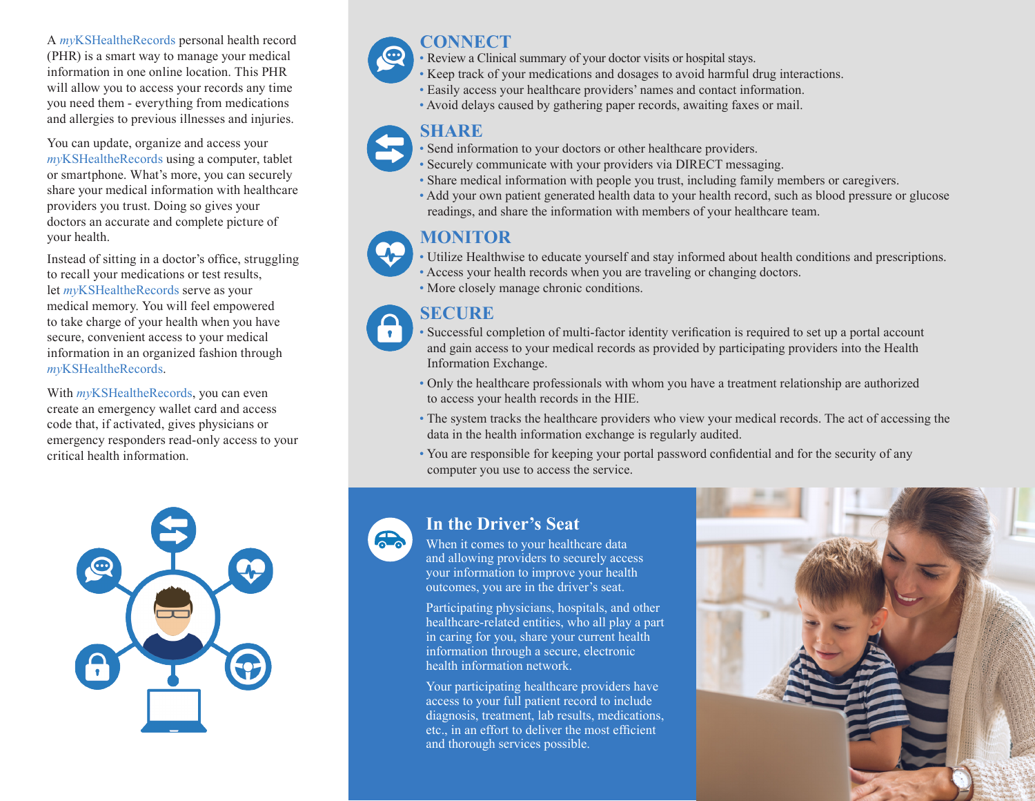A *my*KSHealtheRecords personal health record (PHR) is a smart way to manage your medical information in one online location. This PHR will allow you to access your records any time you need them - everything from medications and allergies to previous illnesses and injuries.

You can update, organize and access your *my*KSHealtheRecords using a computer, tablet or smartphone. What's more, you can securely share your medical information with healthcare providers you trust. Doing so gives your doctors an accurate and complete picture of your health.

Instead of sitting in a doctor's office, struggling to recall your medications or test results, let *my*KSHealtheRecords serve as your medical memory. You will feel empowered to take charge of your health when you have secure, convenient access to your medical information in an organized fashion through *my*KSHealtheRecords.

With *my*KSHealtheRecords, you can even create an emergency wallet card and access code that, if activated, gives physicians or emergency responders read-only access to your critical health information.

## CONNECT

- Review a Clinical summary of your doctor visits or hospital stays.
- Keep track of your medications and dosages to avoid harmful drug interactions.
- Easily access your healthcare providers' names and contact information.
- Avoid delays caused by gathering paper records, awaiting faxes or mail.

## SHARE

- Send information to your doctors or other healthcare providers.
- Securely communicate with your providers via DIRECT messaging.
- Share medical information with people you trust, including family members or caregivers.
- Add your own patient generated health data to your health record, such as blood pressure or glucose readings, and share the information with members of your healthcare team.

## MONITOR

- Utilize Healthwise to educate yourself and stay informed about health conditions and prescriptions.
- Access your health records when you are traveling or changing doctors.
- More closely manage chronic conditions.

## SECURE

- Successful completion of multi-factor identity verification is required to set up a portal account and gain access to your medical records as provided by participating providers into the Health Information Exchange.
- Only the healthcare professionals with whom you have a treatment relationship are authorized to access your health records in the HIE.
- The system tracks the healthcare providers who view your medical records. The act of accessing the data in the health information exchange is regularly audited.
- You are responsible for keeping your portal password confidential and for the security of any computer you use to access the service.

## In the Driver's Seat

When it comes to your healthcare data and allowing providers to securely access your information to improve your health outcomes, you are in the driver's seat.

Participating physicians, hospitals, and other healthcare-related entities, who all play a part in caring for you, share your current health information through a secure, electronic health information network.

Your participating healthcare providers have access to your full patient record to include diagnosis, treatment, lab results, medications, etc., in an effort to deliver the most efficient and thorough services possible.